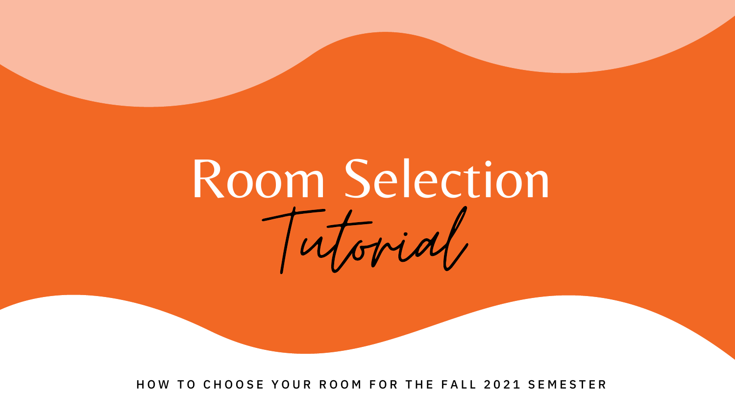# Room Selection

## *Tutorial*

HOW TO CHOOSE YOUR ROOM FOR THE FALL 2021 SEMESTER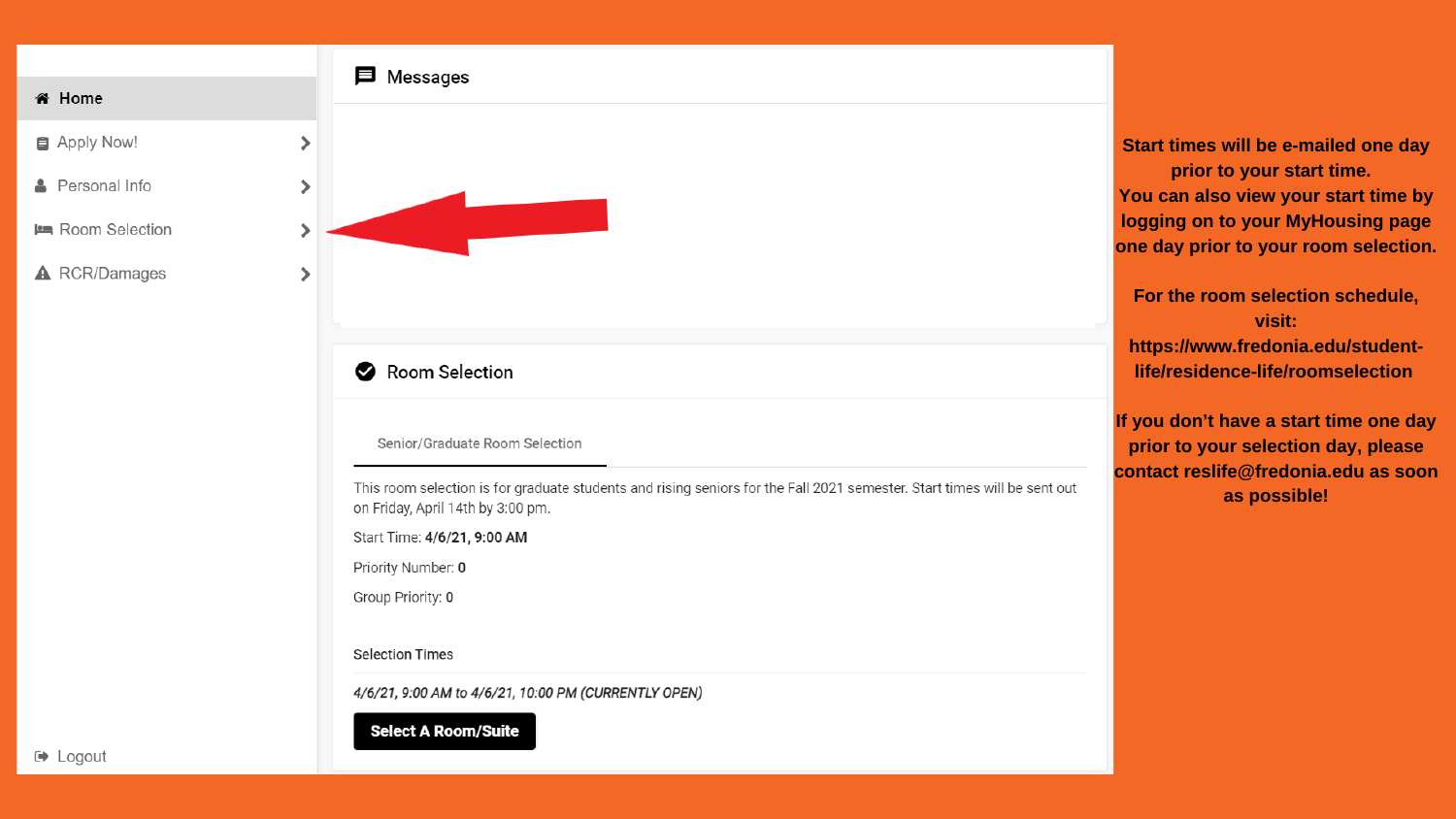- Home
- Apply Now!
- Personal Info
- Room Selection
- RCR/Damages

Logout

## Messages

## Room Selection

Senior/Graduate Room Selection

This room selection is for graduate students and rising seniors for the Fall 2021 semester. Start times will be sent out on Friday, April 14th by 3:00 pm.

Start Time: **4/6/21, 9:00 AM**

Priority Number: **0**

Group Priority: **0**

Selection Times

*4/6/21, 9:00 AM to 4/6/21, 10:00 PM (CURRENTLY OPEN)*

**Select A Room/Suite**

**Start times will be e-mailed one day prior to your start time.**
**You can also view your start time by logging on to your MyHousing page one day prior to your room selection.**

**For the room selection schedule, visit: https://www.fredonia.edu/student-life/residence-life/roomselection**

**If you don't have a start time one day prior to your selection day, please contact reslife@fredonia.edu as soon as possible!**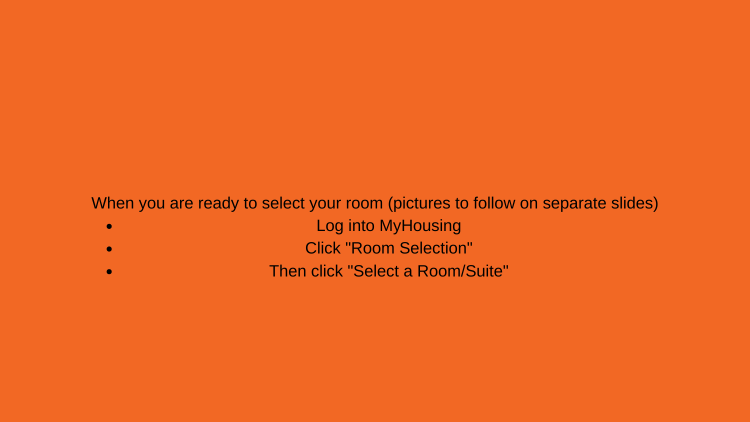When you are ready to select your room (pictures to follow on separate slides)

- Log into MyHousing
- Click "Room Selection"
- Then click "Select a Room/Suite"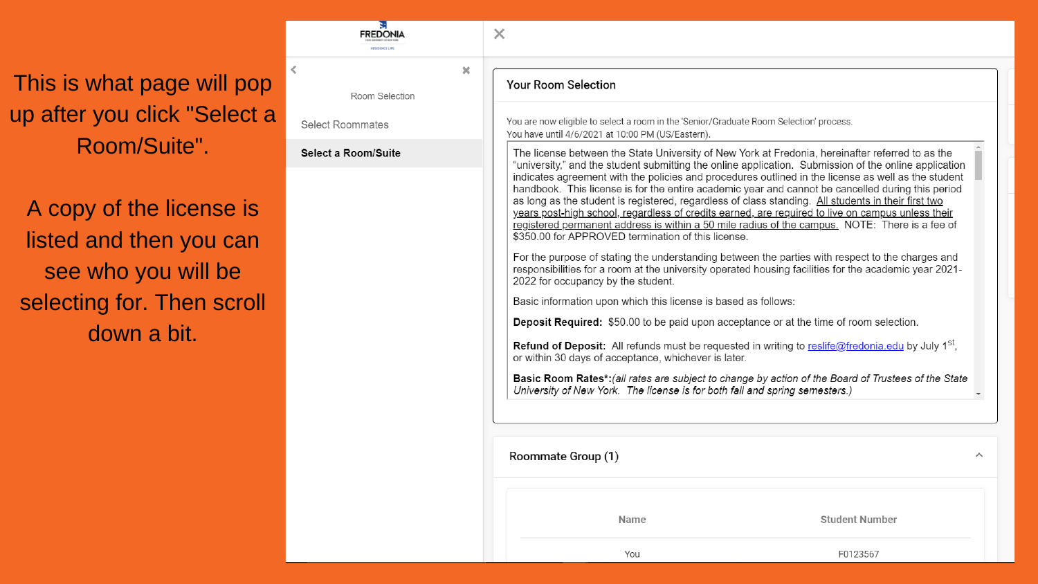This is what page will pop up after you click "Select a Room/Suite".

A copy of the license is listed and then you can see who you will be selecting for. Then scroll down a bit.

FREDONIA

Room Selection

Select Roommates

**Select a Room/Suite**

## Your Room Selection

You are now eligible to select a room in the 'Senior/Graduate Room Selection' process.
You have until 4/6/2021 at 10:00 PM (US/Eastern).

The license between the State University of New York at Fredonia, hereinafter referred to as the "university," and the student submitting the online application. Submission of the online application indicates agreement with the policies and procedures outlined in the license as well as the student handbook. This license is for the entire academic year and cannot be cancelled during this period as long as the student is registered, regardless of class standing. All students in their first two years post-high school, regardless of credits earned, are required to live on campus unless their registered permanent address is within a 50 mile radius of the campus. NOTE: There is a fee of $350.00 for APPROVED termination of this license.

For the purpose of stating the understanding between the parties with respect to the charges and responsibilities for a room at the university operated housing facilities for the academic year 2021-2022 for occupancy by the student.

Basic information upon which this license is based as follows:

**Deposit Required:** $50.00 to be paid upon acceptance or at the time of room selection.

**Refund of Deposit:** All refunds must be requested in writing to reslife@fredonia.edu by July 1st, or within 30 days of acceptance, whichever is later.

**Basic Room Rates*:** *(all rates are subject to change by action of the Board of Trustees of the State University of New York. The license is for both fall and spring semesters.)*

## Roommate Group (1)

| Name | Student Number |
| --- | --- |
| You | F0123567 |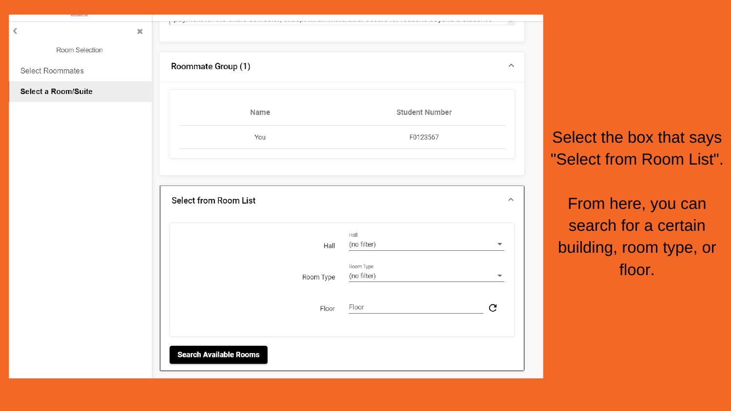Room Selection

Select Roommates

**Select a Room/Suite**

## Roommate Group (1)

| Name | Student Number |
| --- | --- |
| You | F0123567 |

## Select from Room List

Hall — Hall (no filter)

Room Type — Room Type (no filter)

Floor — Floor

**Search Available Rooms**

Select the box that says "Select from Room List".

From here, you can search for a certain building, room type, or floor.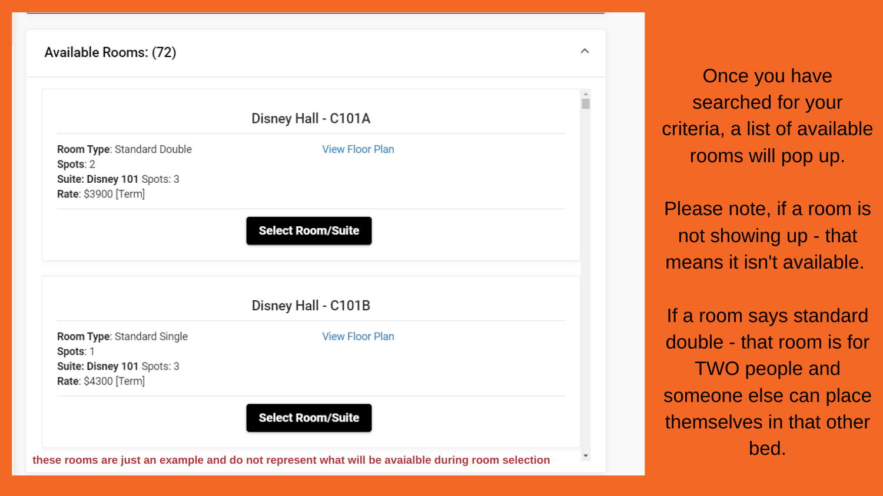## Available Rounds: (72)

### Disney Hall - C101A

**Room Type**: Standard Double
**Spots**: 2
**Suite: Disney 101** Spots: 3
**Rate**: $3900 [Term]

View Floor Plan

**Select Room/Suite**

### Disney Hall - C101B

**Room Type**: Standard Single
**Spots**: 1
**Suite: Disney 101** Spots: 3
**Rate**: $4300 [Term]

View Floor Plan

**Select Room/Suite**

**these rooms are just an example and do not represent what will be avaialble during room selection**

Once you have searched for your criteria, a list of available rooms will pop up.

Please note, if a room is not showing up - that means it isn't available.

If a room says standard double - that room is for TWO people and someone else can place themselves in that other bed.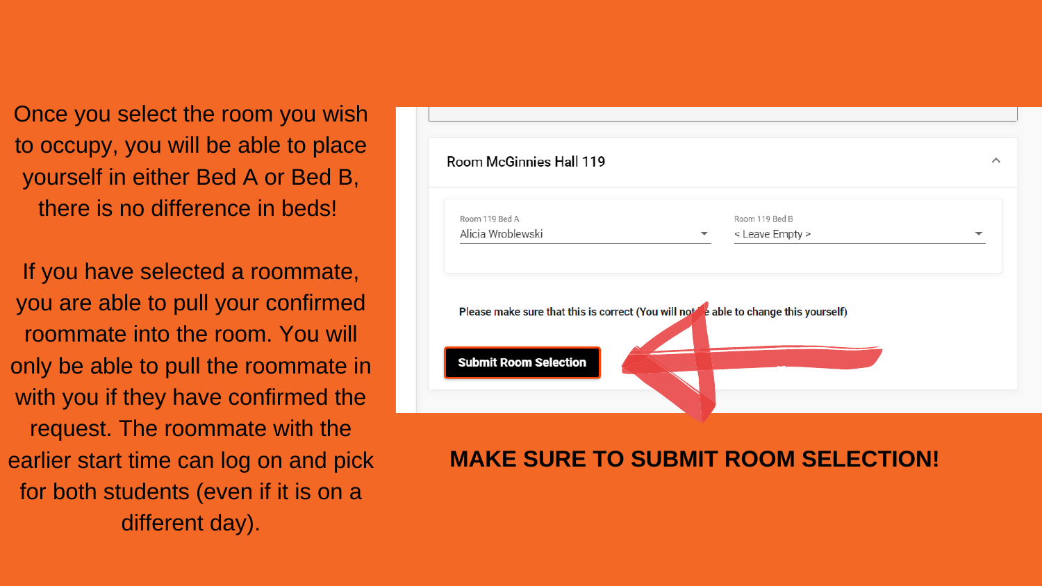Once you select the room you wish to occupy, you will be able to place yourself in either Bed A or Bed B, there is no difference in beds!

If you have selected a roommate, you are able to pull your confirmed roommate into the room. You will only be able to pull the roommate in with you if they have confirmed the request. The roommate with the earlier start time can log on and pick for both students (even if it is on a different day).

Room McGinnies Hall 119

Room 119 Bed A
Alicia Wroblewski

Room 119 Bed B
< Leave Empty >

Please make sure that this is correct (You will not be able to change this yourself)

**Submit Room Selection**

**MAKE SURE TO SUBMIT ROOM SELECTION!**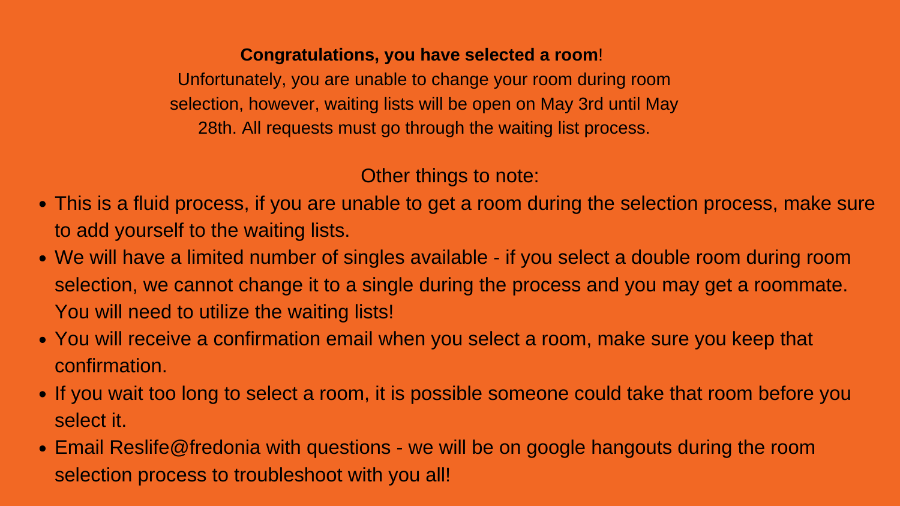**Congratulations, you have selected a room**!

Unfortunately, you are unable to change your room during room selection, however, waiting lists will be open on May 3rd until May 28th. All requests must go through the waiting list process.

Other things to note:

- This is a fluid process, if you are unable to get a room during the selection process, make sure to add yourself to the waiting lists.
- We will have a limited number of singles available - if you select a double room during room selection, we cannot change it to a single during the process and you may get a roommate. You will need to utilize the waiting lists!
- You will receive a confirmation email when you select a room, make sure you keep that confirmation.
- If you wait too long to select a room, it is possible someone could take that room before you select it.
- Email Reslife@fredonia with questions - we will be on google hangouts during the room selection process to troubleshoot with you all!